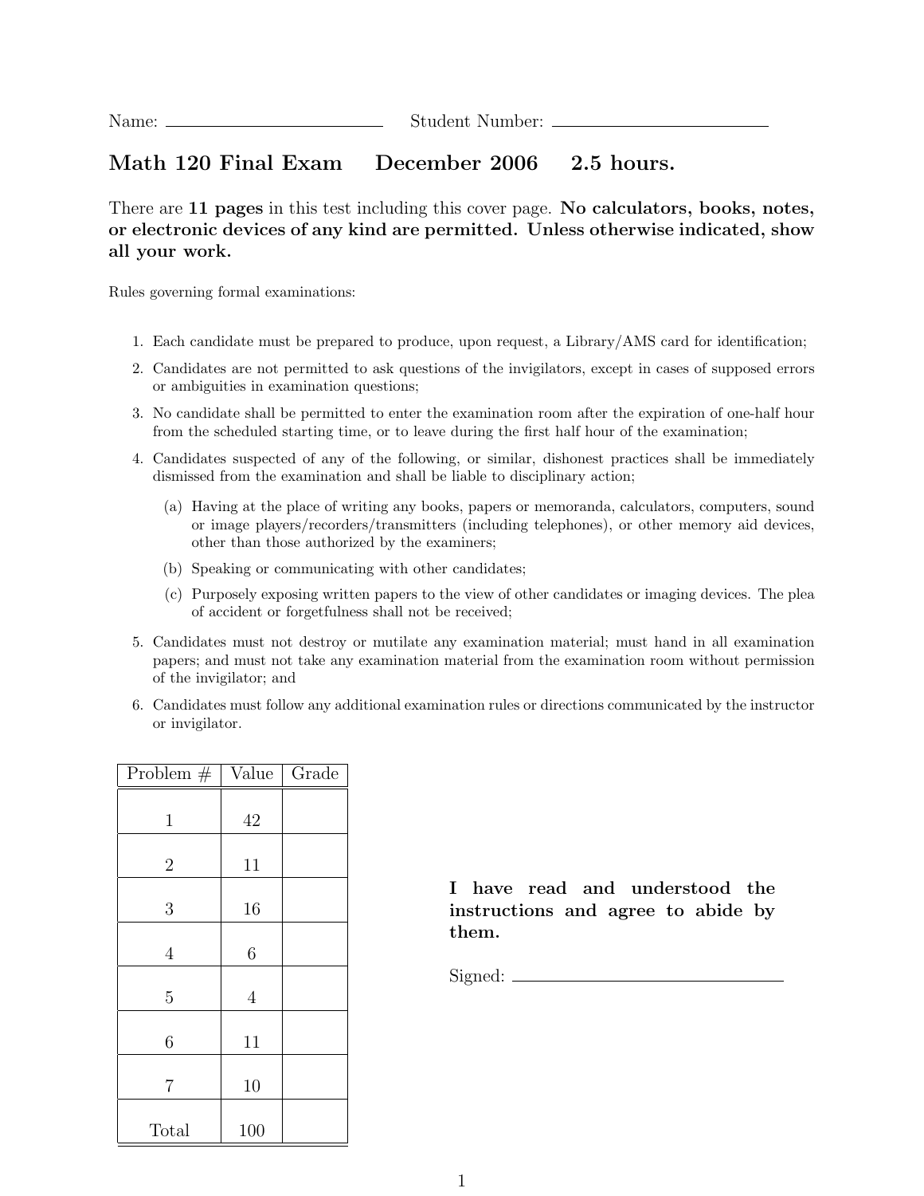Name: ______________________ Student Number: ______________________

# Math 120 Final Exam December 2006 2.5 hours.

There are **11 pages** in this test including this cover page. **No calculators, books, notes, or electronic devices of any kind are permitted. Unless otherwise indicated, show all your work.**

Rules governing formal examinations:

1. Each candidate must be prepared to produce, upon request, a Library/AMS card for identification;
2. Candidates are not permitted to ask questions of the invigilators, except in cases of supposed errors or ambiguities in examination questions;
3. No candidate shall be permitted to enter the examination room after the expiration of one-half hour from the scheduled starting time, or to leave during the first half hour of the examination;
4. Candidates suspected of any of the following, or similar, dishonest practices shall be immediately dismissed from the examination and shall be liable to disciplinary action;
   (a) Having at the place of writing any books, papers or memoranda, calculators, computers, sound or image players/recorders/transmitters (including telephones), or other memory aid devices, other than those authorized by the examiners;
   (b) Speaking or communicating with other candidates;
   (c) Purposely exposing written papers to the view of other candidates or imaging devices. The plea of accident or forgetfulness shall not be received;
5. Candidates must not destroy or mutilate any examination material; must hand in all examination papers; and must not take any examination material from the examination room without permission of the invigilator; and
6. Candidates must follow any additional examination rules or directions communicated by the instructor or invigilator.

| Problem # | Value | Grade |
|---|---|---|
| 1 | 42 | |
| 2 | 11 | |
| 3 | 16 | |
| 4 | 6 | |
| 5 | 4 | |
| 6 | 11 | |
| 7 | 10 | |
| Total | 100 | |

**I have read and understood the instructions and agree to abide by them.**

Signed: ______________________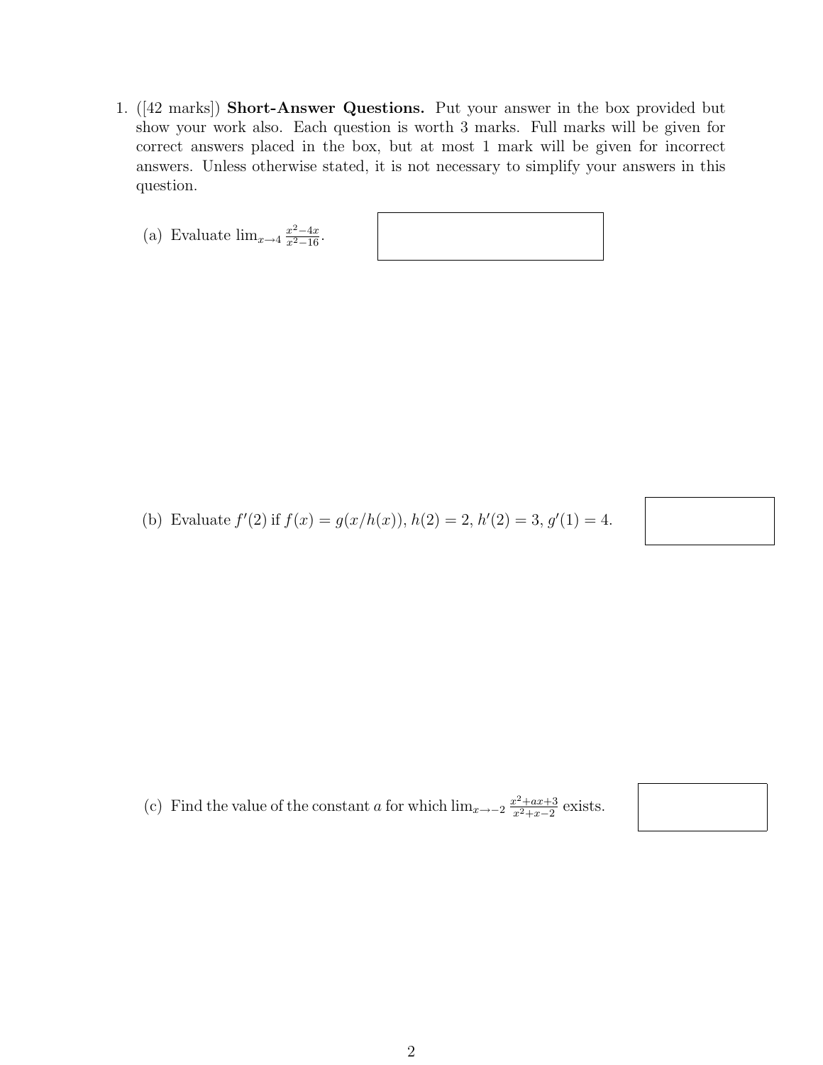1. ([42 marks]) **Short-Answer Questions.** Put your answer in the box provided but show your work also. Each question is worth 3 marks. Full marks will be given for correct answers placed in the box, but at most 1 mark will be given for incorrect answers. Unless otherwise stated, it is not necessary to simplify your answers in this question.

   (a) Evaluate $\lim_{x \to 4} \frac{x^2 - 4x}{x^2 - 16}$.

   (b) Evaluate $f'(2)$ if $f(x) = g(x/h(x))$, $h(2) = 2$, $h'(2) = 3$, $g'(1) = 4$.

   (c) Find the value of the constant $a$ for which $\lim_{x \to -2} \frac{x^2 + ax + 3}{x^2 + x - 2}$ exists.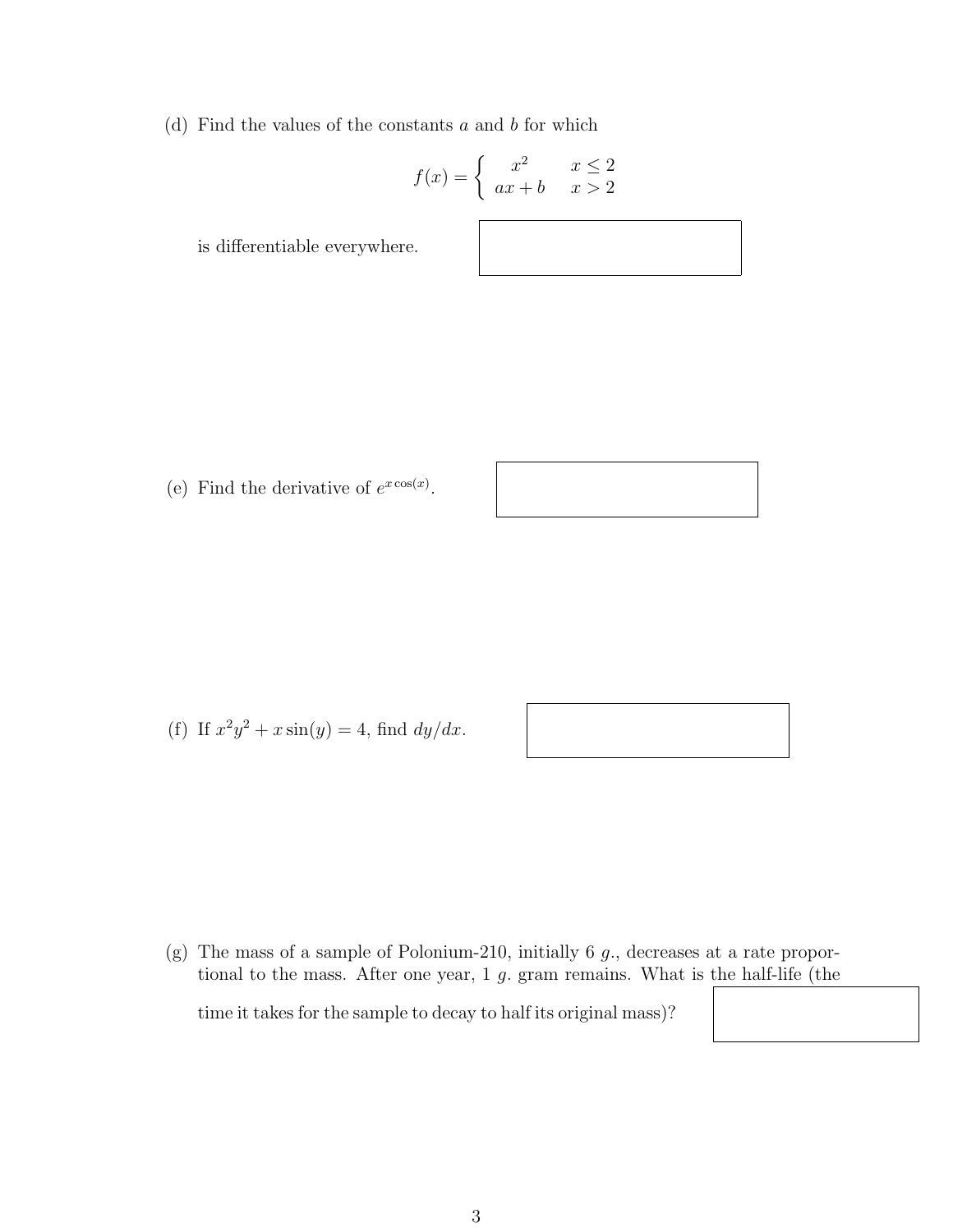(d) Find the values of the constants $a$ and $b$ for which

$$f(x) = \begin{cases} x^2 & x \leq 2 \\ ax + b & x > 2 \end{cases}$$

is differentiable everywhere.

(e) Find the derivative of $e^{x \cos(x)}$.

(f) If $x^2y^2 + x\sin(y) = 4$, find $dy/dx$.

(g) The mass of a sample of Polonium-210, initially 6 $g$., decreases at a rate proportional to the mass. After one year, 1 $g$. gram remains. What is the half-life (the time it takes for the sample to decay to half its original mass)?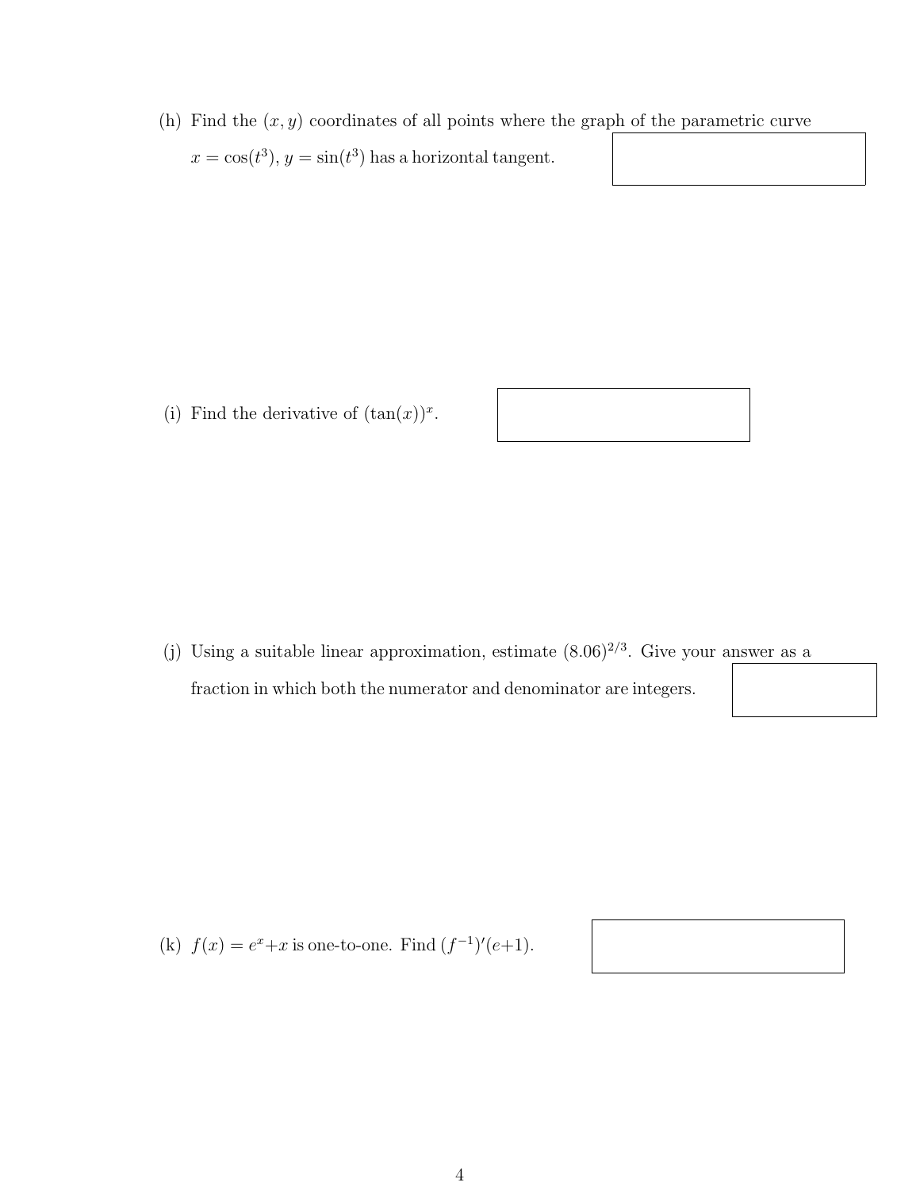(h) Find the $(x, y)$ coordinates of all points where the graph of the parametric curve $x = \cos(t^3)$, $y = \sin(t^3)$ has a horizontal tangent.

(i) Find the derivative of $(\tan(x))^x$.

(j) Using a suitable linear approximation, estimate $(8.06)^{2/3}$. Give your answer as a fraction in which both the numerator and denominator are integers.

(k) $f(x) = e^x + x$ is one-to-one. Find $(f^{-1})'(e+1)$.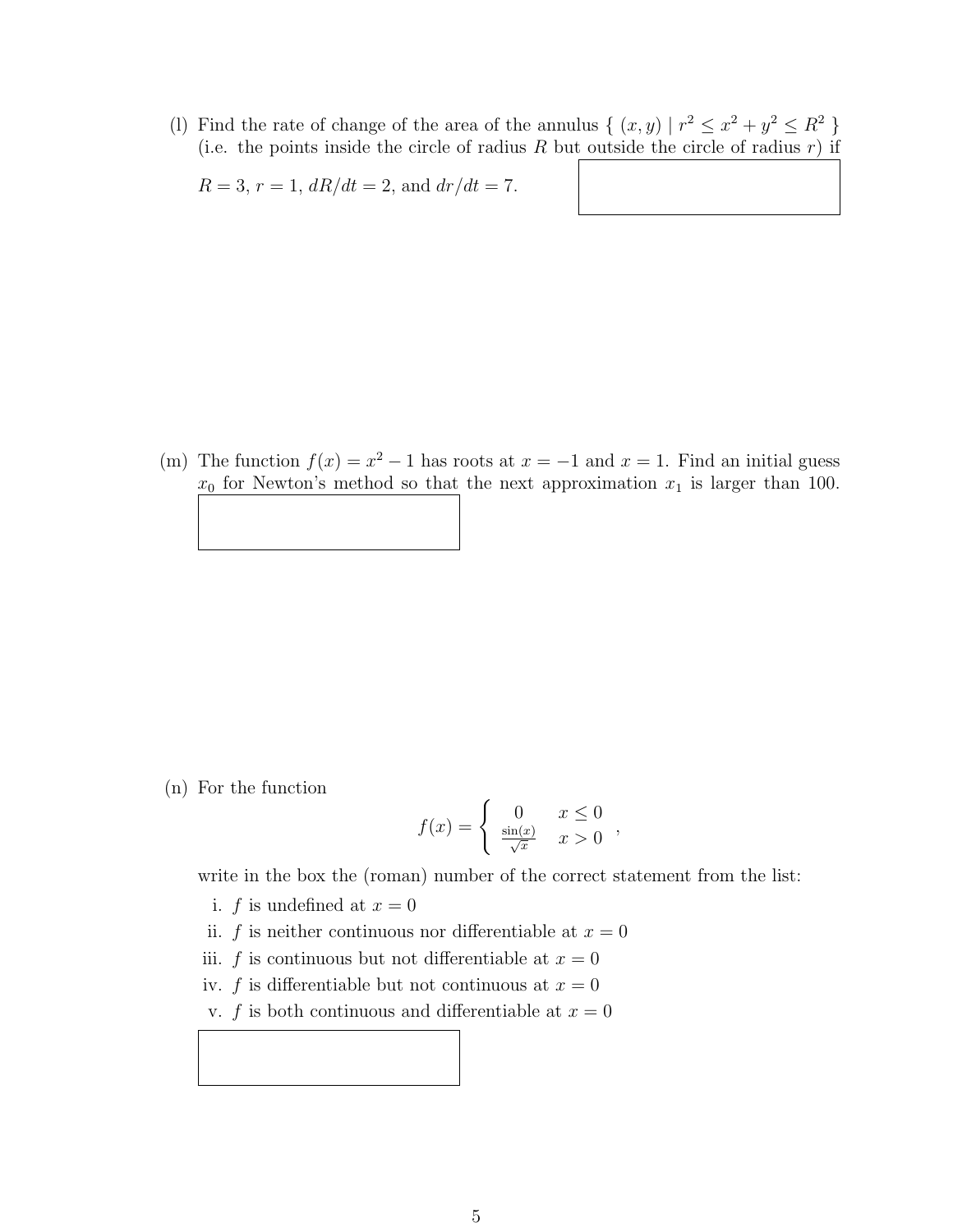(l) Find the rate of change of the area of the annulus $\{ (x, y) \mid r^2 \leq x^2 + y^2 \leq R^2 \}$ (i.e. the points inside the circle of radius $R$ but outside the circle of radius $r$) if $R = 3$, $r = 1$, $dR/dt = 2$, and $dr/dt = 7$.

(m) The function $f(x) = x^2 - 1$ has roots at $x = -1$ and $x = 1$. Find an initial guess $x_0$ for Newton's method so that the next approximation $x_1$ is larger than 100.

(n) For the function

$$f(x) = \begin{cases} 0 & x \leq 0 \\ \frac{\sin(x)}{\sqrt{x}} & x > 0 \end{cases},$$

write in the box the (roman) number of the correct statement from the list:

i. $f$ is undefined at $x = 0$

ii. $f$ is neither continuous nor differentiable at $x = 0$

iii. $f$ is continuous but not differentiable at $x = 0$

iv. $f$ is differentiable but not continuous at $x = 0$

v. $f$ is both continuous and differentiable at $x = 0$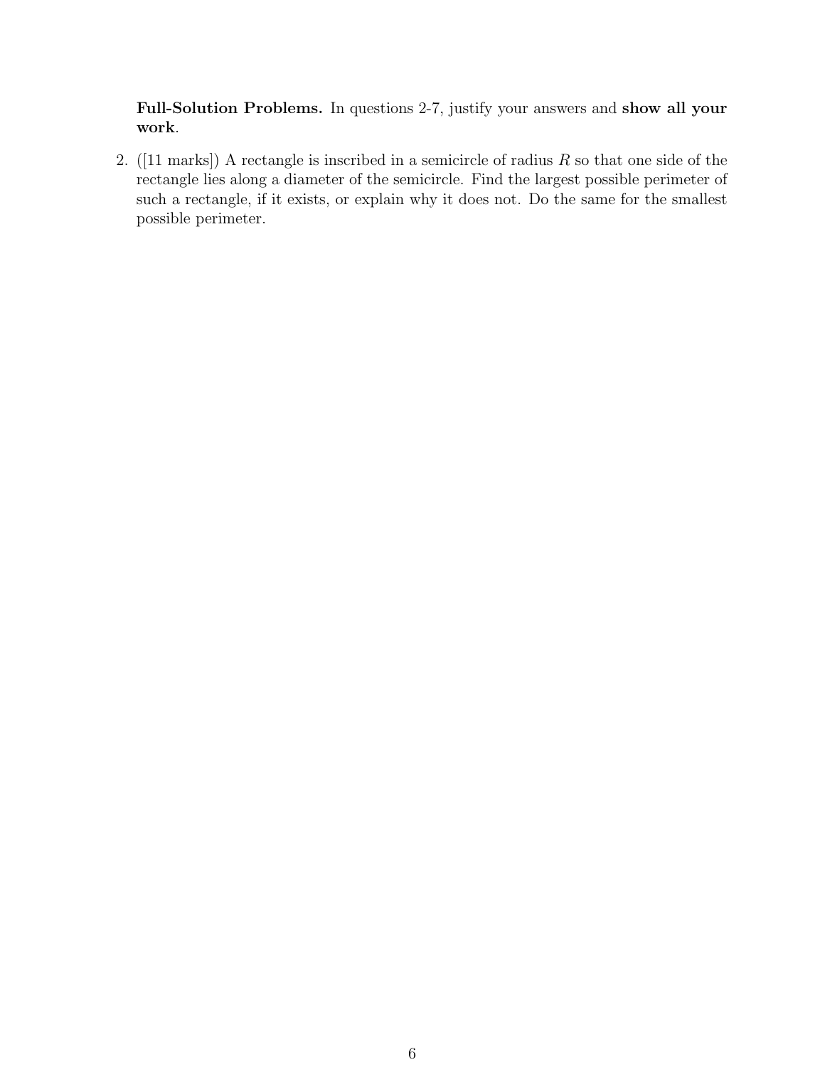**Full-Solution Problems.** In questions 2-7, justify your answers and **show all your work**.

2. ([11 marks]) A rectangle is inscribed in a semicircle of radius $R$ so that one side of the rectangle lies along a diameter of the semicircle. Find the largest possible perimeter of such a rectangle, if it exists, or explain why it does not. Do the same for the smallest possible perimeter.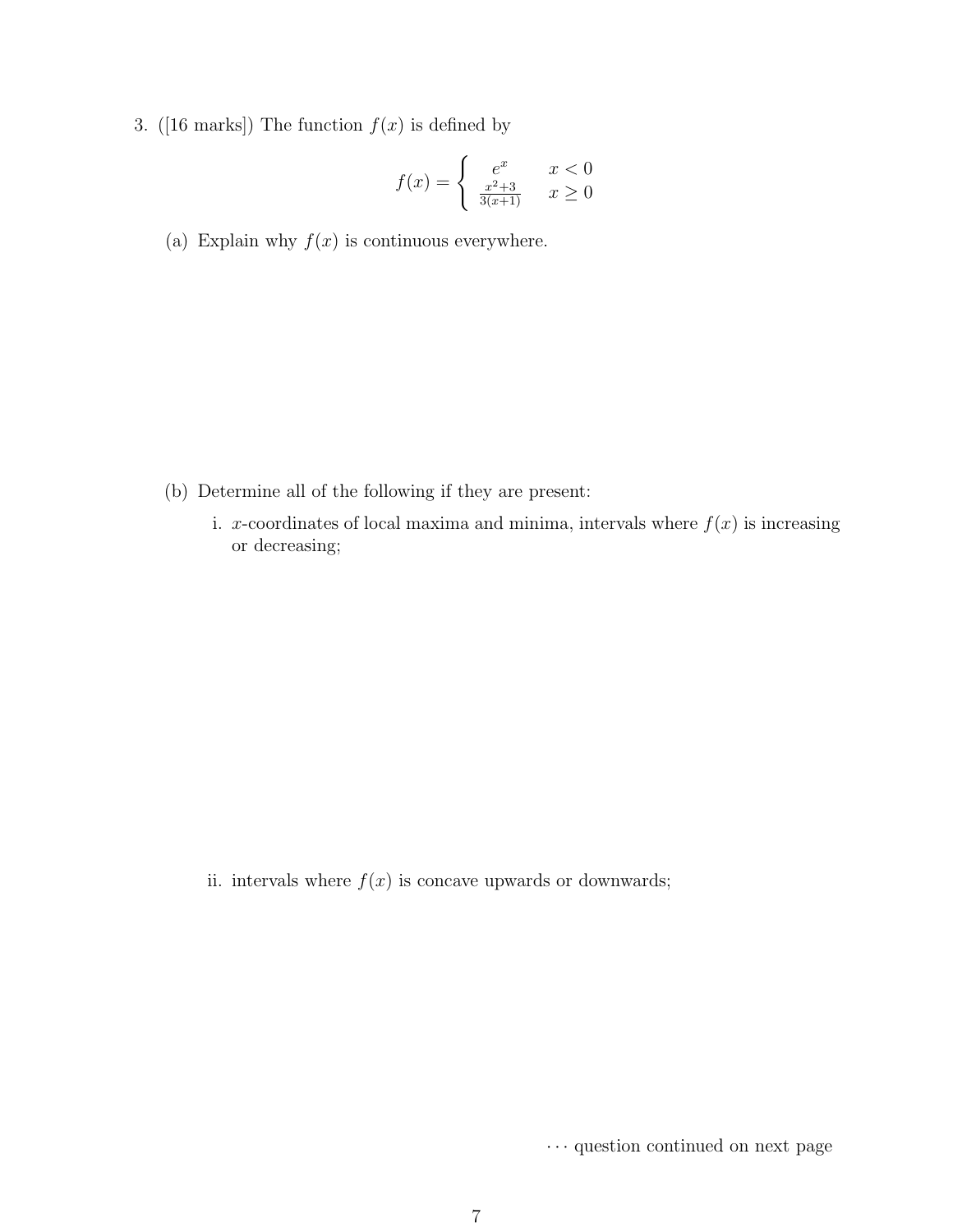3. ([16 marks]) The function $f(x)$ is defined by

$$f(x) = \begin{cases} e^x & x < 0 \\ \frac{x^2+3}{3(x+1)} & x \geq 0 \end{cases}$$

(a) Explain why $f(x)$ is continuous everywhere.

(b) Determine all of the following if they are present:

i. $x$-coordinates of local maxima and minima, intervals where $f(x)$ is increasing or decreasing;

ii. intervals where $f(x)$ is concave upwards or downwards;

$\cdots$ question continued on next page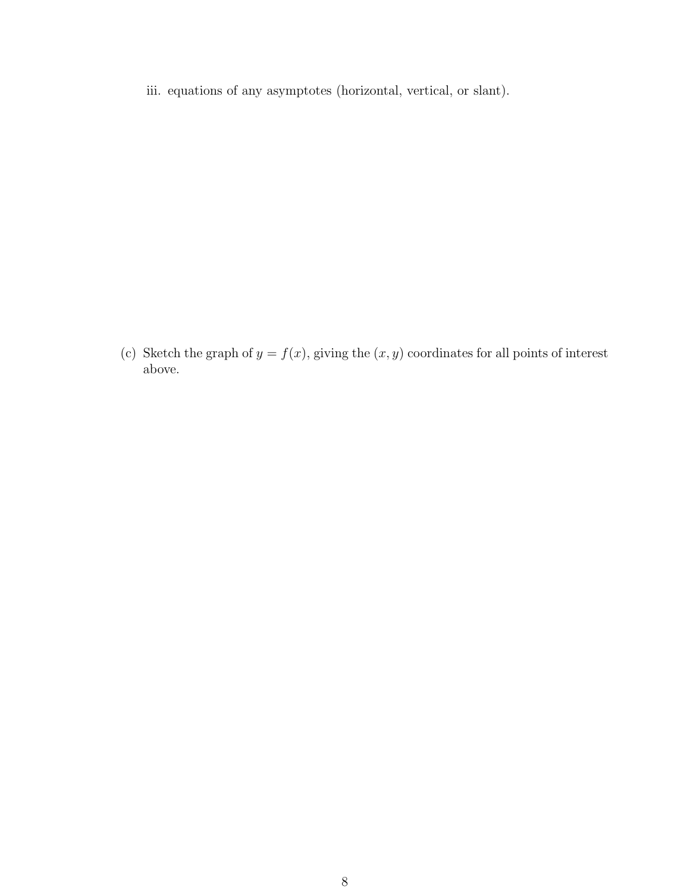iii. equations of any asymptotes (horizontal, vertical, or slant).

(c) Sketch the graph of $y = f(x)$, giving the $(x, y)$ coordinates for all points of interest above.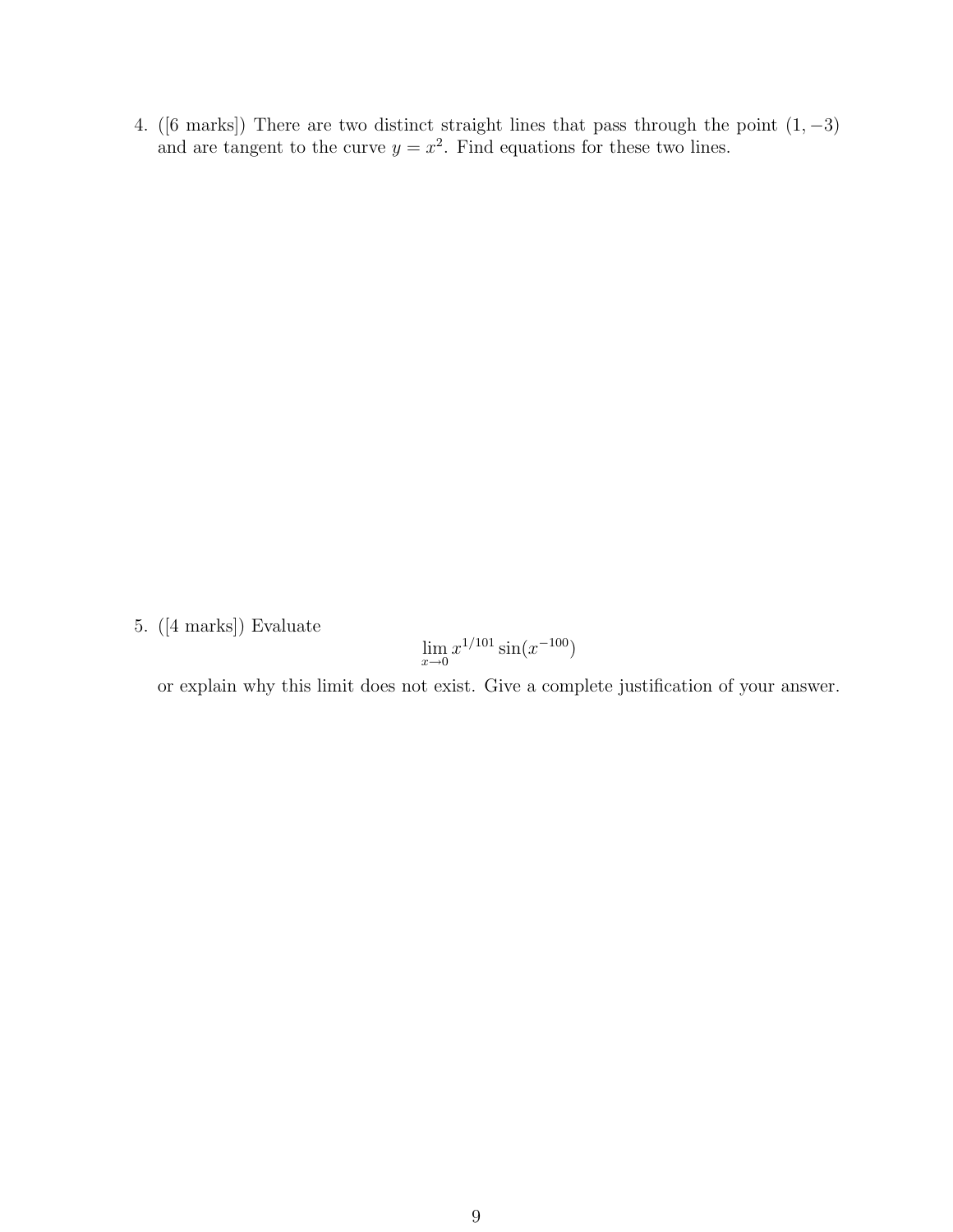4. ([6 marks]) There are two distinct straight lines that pass through the point $(1, -3)$ and are tangent to the curve $y = x^2$. Find equations for these two lines.

5. ([4 marks]) Evaluate

$$\lim_{x \to 0} x^{1/101} \sin(x^{-100})$$

or explain why this limit does not exist. Give a complete justification of your answer.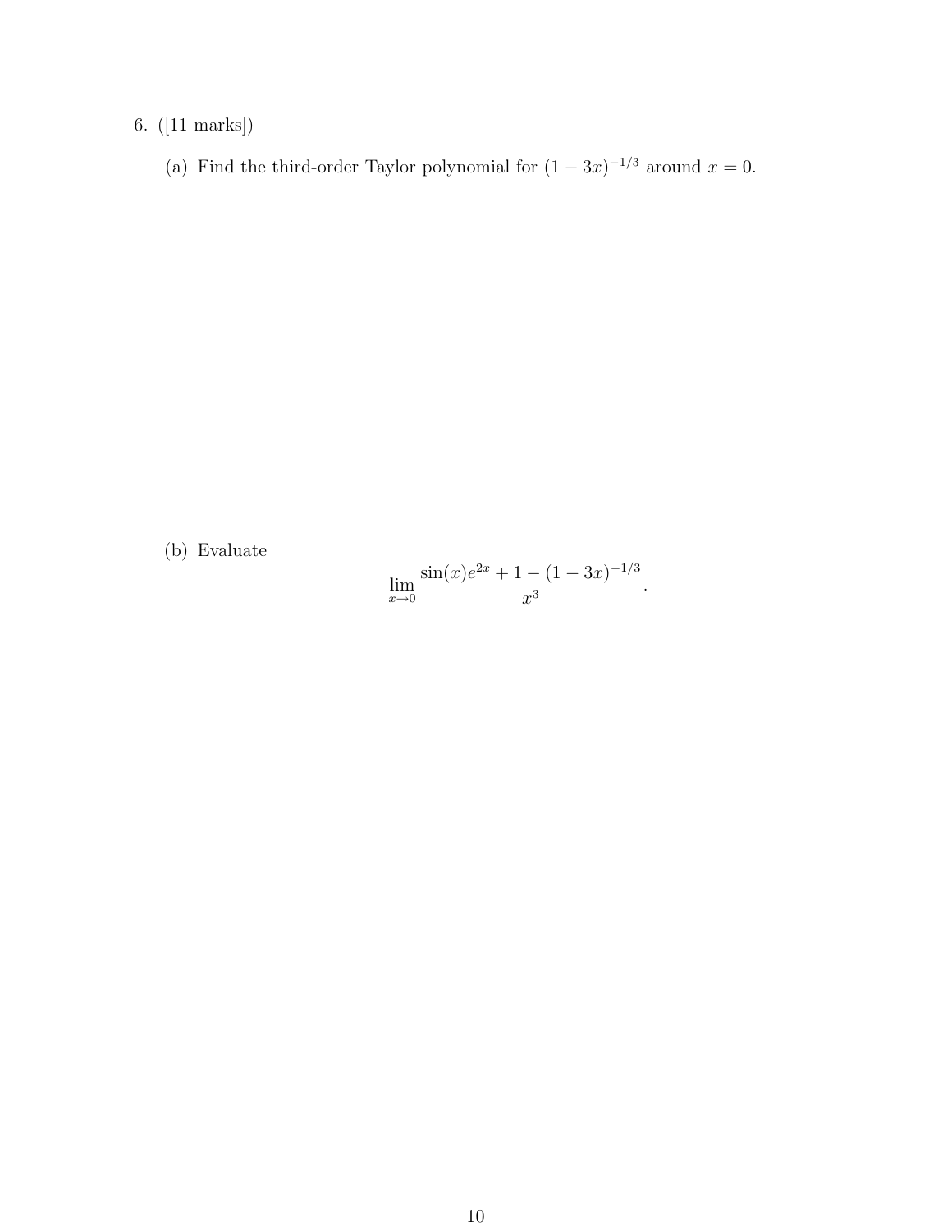6. ([11 marks])

(a) Find the third-order Taylor polynomial for $(1-3x)^{-1/3}$ around $x=0$.

(b) Evaluate

$$\lim_{x \to 0} \frac{\sin(x)e^{2x} + 1 - (1-3x)^{-1/3}}{x^3}.$$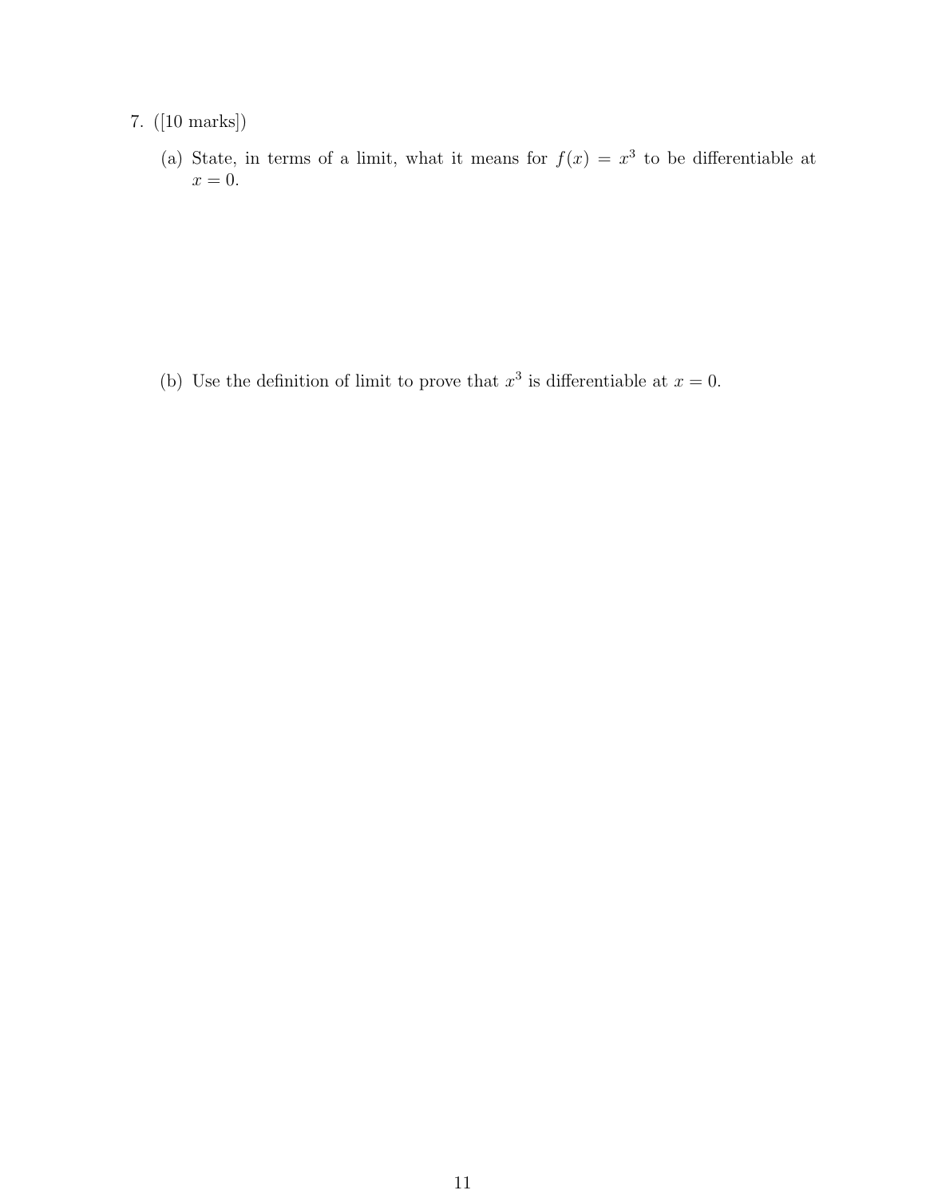7. ([10 marks])

(a) State, in terms of a limit, what it means for $f(x) = x^3$ to be differentiable at $x = 0$.

(b) Use the definition of limit to prove that $x^3$ is differentiable at $x = 0$.